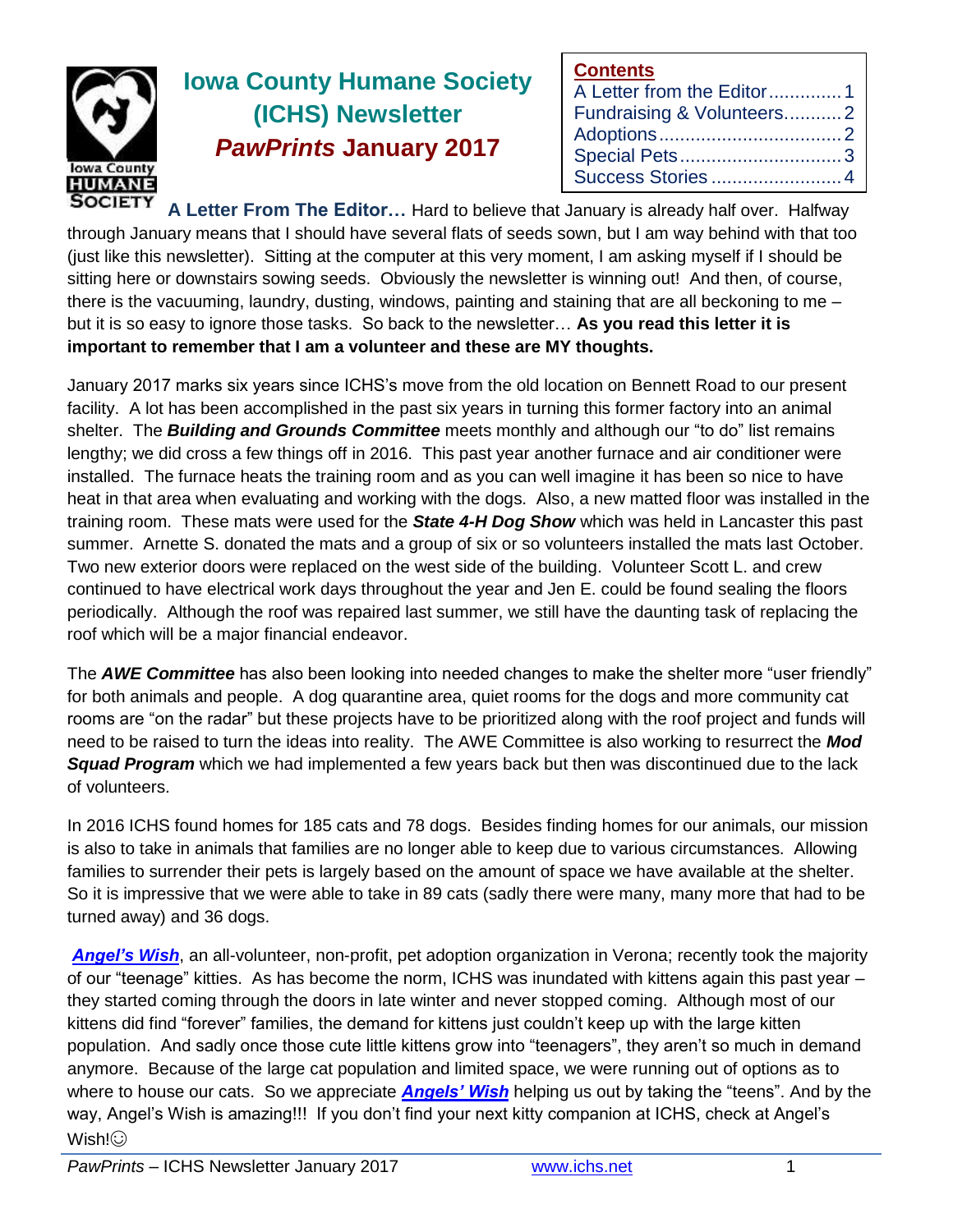# Iowa County Humane Society (ICHS) Newsletter

## *PawPrints* January 2017

**Contents**

- A Letter from the Editor .............. 1
- Fundraising & Volunteers........... 2
- Adoptions .................................. 2
- Special Pets ............................... 3
- Success Stories ......................... 4

**A Letter From The Editor…** Hard to believe that January is already half over. Halfway through January means that I should have several flats of seeds sown, but I am way behind with that too (just like this newsletter). Sitting at the computer at this very moment, I am asking myself if I should be sitting here or downstairs sowing seeds. Obviously the newsletter is winning out! And then, of course, there is the vacuuming, laundry, dusting, windows, painting and staining that are all beckoning to me – but it is so easy to ignore those tasks. So back to the newsletter… **As you read this letter it is important to remember that I am a volunteer and these are MY thoughts.**

January 2017 marks six years since ICHS's move from the old location on Bennett Road to our present facility. A lot has been accomplished in the past six years in turning this former factory into an animal shelter. The ***Building and Grounds Committee*** meets monthly and although our "to do" list remains lengthy; we did cross a few things off in 2016. This past year another furnace and air conditioner were installed. The furnace heats the training room and as you can well imagine it has been so nice to have heat in that area when evaluating and working with the dogs. Also, a new matted floor was installed in the training room. These mats were used for the ***State 4-H Dog Show*** which was held in Lancaster this past summer. Arnette S. donated the mats and a group of six or so volunteers installed the mats last October. Two new exterior doors were replaced on the west side of the building. Volunteer Scott L. and crew continued to have electrical work days throughout the year and Jen E. could be found sealing the floors periodically. Although the roof was repaired last summer, we still have the daunting task of replacing the roof which will be a major financial endeavor.

The ***AWE Committee*** has also been looking into needed changes to make the shelter more "user friendly" for both animals and people. A dog quarantine area, quiet rooms for the dogs and more community cat rooms are "on the radar" but these projects have to be prioritized along with the roof project and funds will need to be raised to turn the ideas into reality. The AWE Committee is also working to resurrect the ***Mod Squad Program*** which we had implemented a few years back but then was discontinued due to the lack of volunteers.

In 2016 ICHS found homes for 185 cats and 78 dogs. Besides finding homes for our animals, our mission is also to take in animals that families are no longer able to keep due to various circumstances. Allowing families to surrender their pets is largely based on the amount of space we have available at the shelter. So it is impressive that we were able to take in 89 cats (sadly there were many, many more that had to be turned away) and 36 dogs.

***Angel's Wish***, an all-volunteer, non-profit, pet adoption organization in Verona; recently took the majority of our "teenage" kitties. As has become the norm, ICHS was inundated with kittens again this past year – they started coming through the doors in late winter and never stopped coming. Although most of our kittens did find "forever" families, the demand for kittens just couldn't keep up with the large kitten population. And sadly once those cute little kittens grow into "teenagers", they aren't so much in demand anymore. Because of the large cat population and limited space, we were running out of options as to where to house our cats. So we appreciate ***Angels' Wish*** helping us out by taking the "teens". And by the way, Angel's Wish is amazing!!! If you don't find your next kitty companion at ICHS, check at Angel's Wish!☺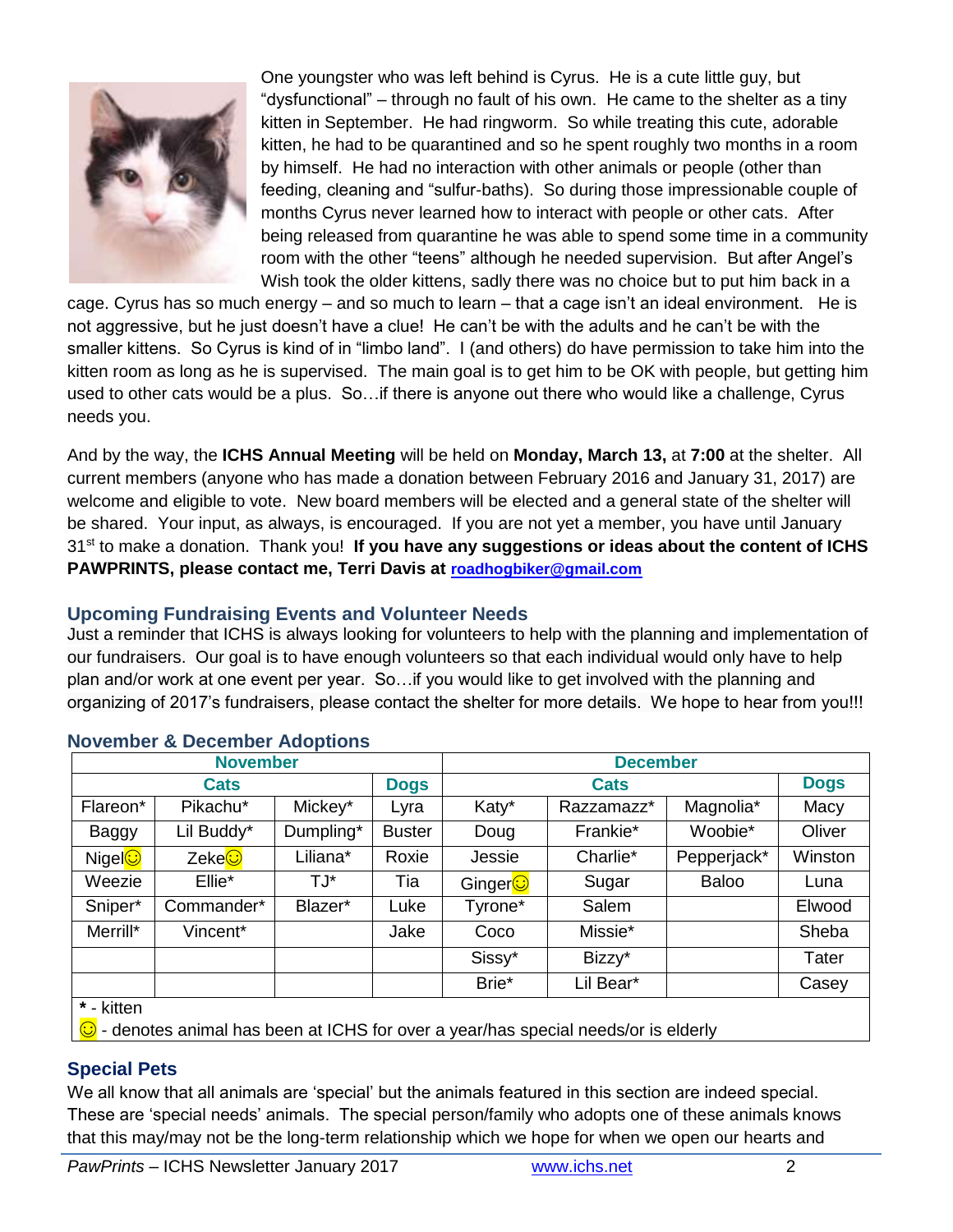One youngster who was left behind is Cyrus. He is a cute little guy, but "dysfunctional" – through no fault of his own. He came to the shelter as a tiny kitten in September. He had ringworm. So while treating this cute, adorable kitten, he had to be quarantined and so he spent roughly two months in a room by himself. He had no interaction with other animals or people (other than feeding, cleaning and "sulfur-baths). So during those impressionable couple of months Cyrus never learned how to interact with people or other cats. After being released from quarantine he was able to spend some time in a community room with the other "teens" although he needed supervision. But after Angel's Wish took the older kittens, sadly there was no choice but to put him back in a cage. Cyrus has so much energy – and so much to learn – that a cage isn't an ideal environment. He is not aggressive, but he just doesn't have a clue! He can't be with the adults and he can't be with the smaller kittens. So Cyrus is kind of in "limbo land". I (and others) do have permission to take him into the kitten room as long as he is supervised. The main goal is to get him to be OK with people, but getting him used to other cats would be a plus. So…if there is anyone out there who would like a challenge, Cyrus needs you.

And by the way, the **ICHS Annual Meeting** will be held on **Monday, March 13,** at **7:00** at the shelter. All current members (anyone who has made a donation between February 2016 and January 31, 2017) are welcome and eligible to vote. New board members will be elected and a general state of the shelter will be shared. Your input, as always, is encouraged. If you are not yet a member, you have until January 31st to make a donation. Thank you! **If you have any suggestions or ideas about the content of ICHS PAWPRINTS, please contact me, Terri Davis at roadhogbiker@gmail.com**

## Upcoming Fundraising Events and Volunteer Needs

Just a reminder that ICHS is always looking for volunteers to help with the planning and implementation of our fundraisers. Our goal is to have enough volunteers so that each individual would only have to help plan and/or work at one event per year. So…if you would like to get involved with the planning and organizing of 2017's fundraisers, please contact the shelter for more details. We hope to hear from you!!!

## November & December Adoptions

| November | | | | December | | | |
|---|---|---|---|---|---|---|---|
| Cats | | | Dogs | Cats | | | Dogs |
| Flareon* | Pikachu* | Mickey* | Lyra | Katy* | Razzamazz* | Magnolia* | Macy |
| Baggy | Lil Buddy* | Dumpling* | Buster | Doug | Frankie* | Woobie* | Oliver |
| Nigel☺ | Zeke☺ | Liliana* | Roxie | Jessie | Charlie* | Pepperjack* | Winston |
| Weezie | Ellie* | TJ* | Tia | Ginger☺ | Sugar | Baloo | Luna |
| Sniper* | Commander* | Blazer* | Luke | Tyrone* | Salem | | Elwood |
| Merrill* | Vincent* | | Jake | Coco | Missie* | | Sheba |
| | | | | Sissy* | Bizzy* | | Tater |
| | | | | Brie* | Lil Bear* | | Casey |

**\*** - kitten
☺ - denotes animal has been at ICHS for over a year/has special needs/or is elderly

## Special Pets

We all know that all animals are 'special' but the animals featured in this section are indeed special. These are 'special needs' animals. The special person/family who adopts one of these animals knows that this may/may not be the long-term relationship which we hope for when we open our hearts and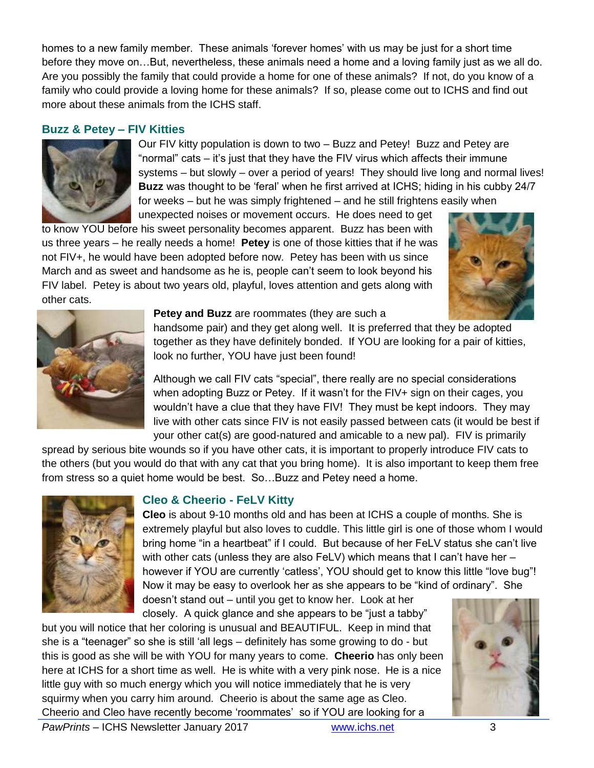homes to a new family member. These animals 'forever homes' with us may be just for a short time before they move on…But, nevertheless, these animals need a home and a loving family just as we all do. Are you possibly the family that could provide a home for one of these animals? If not, do you know of a family who could provide a loving home for these animals? If so, please come out to ICHS and find out more about these animals from the ICHS staff.

## Buzz & Petey – FIV Kitties

Our FIV kitty population is down to two – Buzz and Petey! Buzz and Petey are "normal" cats – it's just that they have the FIV virus which affects their immune systems – but slowly – over a period of years! They should live long and normal lives! **Buzz** was thought to be 'feral' when he first arrived at ICHS; hiding in his cubby 24/7 for weeks – but he was simply frightened – and he still frightens easily when unexpected noises or movement occurs. He does need to get to know YOU before his sweet personality becomes apparent. Buzz has been with us three years – he really needs a home! **Petey** is one of those kitties that if he was not FIV+, he would have been adopted before now. Petey has been with us since March and as sweet and handsome as he is, people can't seem to look beyond his FIV label. Petey is about two years old, playful, loves attention and gets along with other cats.

**Petey and Buzz** are roommates (they are such a handsome pair) and they get along well. It is preferred that they be adopted together as they have definitely bonded. If YOU are looking for a pair of kitties, look no further, YOU have just been found!

Although we call FIV cats "special", there really are no special considerations when adopting Buzz or Petey. If it wasn't for the FIV+ sign on their cages, you wouldn't have a clue that they have FIV! They must be kept indoors. They may live with other cats since FIV is not easily passed between cats (it would be best if your other cat(s) are good-natured and amicable to a new pal). FIV is primarily spread by serious bite wounds so if you have other cats, it is important to properly introduce FIV cats to the others (but you would do that with any cat that you bring home). It is also important to keep them free from stress so a quiet home would be best. So…Buzz and Petey need a home.

## Cleo & Cheerio - FeLV Kitty

**Cleo** is about 9-10 months old and has been at ICHS a couple of months. She is extremely playful but also loves to cuddle. This little girl is one of those whom I would bring home "in a heartbeat" if I could. But because of her FeLV status she can't live with other cats (unless they are also FeLV) which means that I can't have her – however if YOU are currently 'catless', YOU should get to know this little "love bug"! Now it may be easy to overlook her as she appears to be "kind of ordinary". She doesn't stand out – until you get to know her. Look at her closely. A quick glance and she appears to be "just a tabby" but you will notice that her coloring is unusual and BEAUTIFUL. Keep in mind that she is a "teenager" so she is still 'all legs – definitely has some growing to do - but this is good as she will be with YOU for many years to come. **Cheerio** has only been here at ICHS for a short time as well. He is white with a very pink nose. He is a nice little guy with so much energy which you will notice immediately that he is very squirmy when you carry him around. Cheerio is about the same age as Cleo. Cheerio and Cleo have recently become 'roommates' so if YOU are looking for a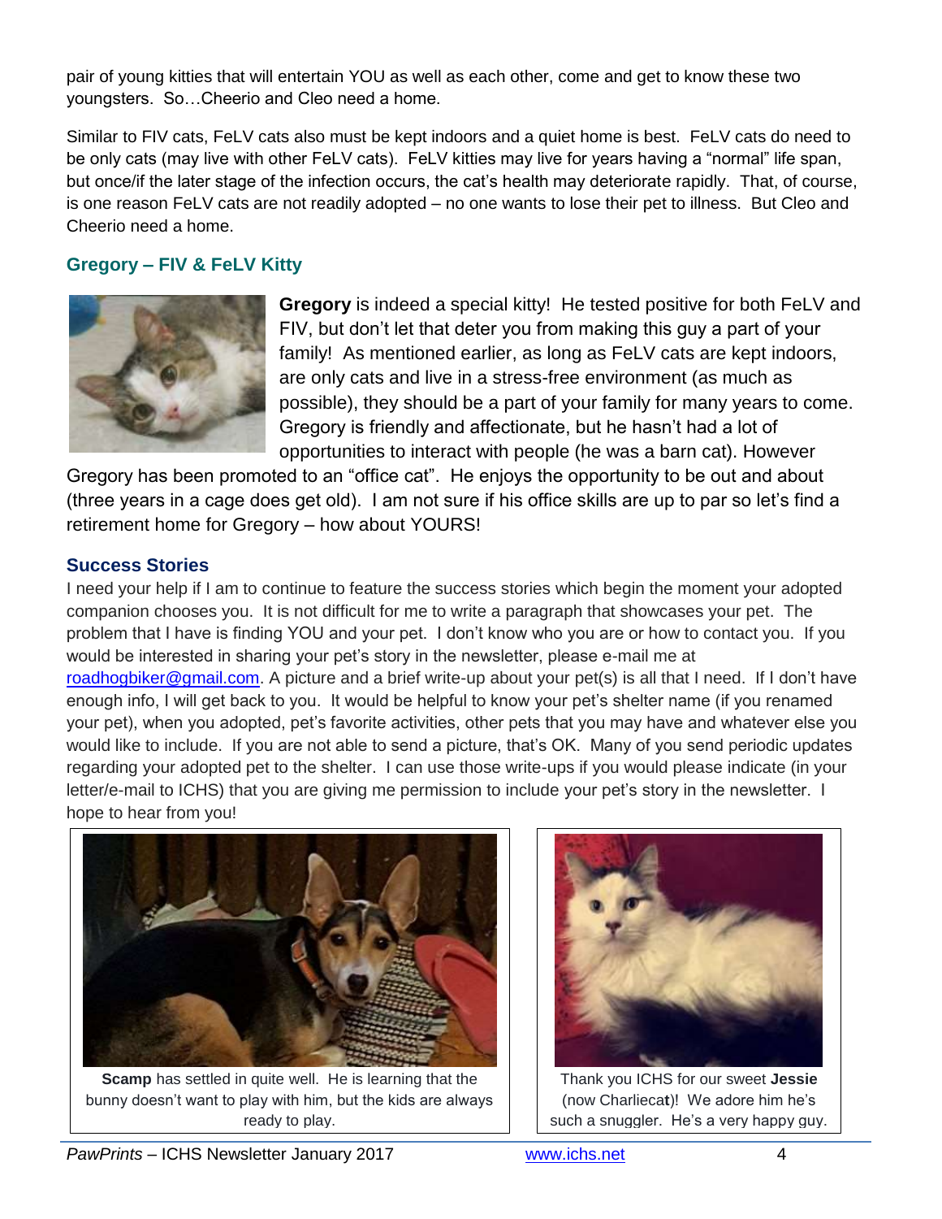pair of young kitties that will entertain YOU as well as each other, come and get to know these two youngsters. So…Cheerio and Cleo need a home.

Similar to FIV cats, FeLV cats also must be kept indoors and a quiet home is best. FeLV cats do need to be only cats (may live with other FeLV cats). FeLV kitties may live for years having a "normal" life span, but once/if the later stage of the infection occurs, the cat's health may deteriorate rapidly. That, of course, is one reason FeLV cats are not readily adopted – no one wants to lose their pet to illness. But Cleo and Cheerio need a home.

## Gregory – FIV & FeLV Kitty

**Gregory** is indeed a special kitty! He tested positive for both FeLV and FIV, but don't let that deter you from making this guy a part of your family! As mentioned earlier, as long as FeLV cats are kept indoors, are only cats and live in a stress-free environment (as much as possible), they should be a part of your family for many years to come. Gregory is friendly and affectionate, but he hasn't had a lot of opportunities to interact with people (he was a barn cat). However Gregory has been promoted to an "office cat". He enjoys the opportunity to be out and about (three years in a cage does get old). I am not sure if his office skills are up to par so let's find a retirement home for Gregory – how about YOURS!

## Success Stories

I need your help if I am to continue to feature the success stories which begin the moment your adopted companion chooses you. It is not difficult for me to write a paragraph that showcases your pet. The problem that I have is finding YOU and your pet. I don't know who you are or how to contact you. If you would be interested in sharing your pet's story in the newsletter, please e-mail me at roadhogbiker@gmail.com. A picture and a brief write-up about your pet(s) is all that I need. If I don't have enough info, I will get back to you. It would be helpful to know your pet's shelter name (if you renamed your pet), when you adopted, pet's favorite activities, other pets that you may have and whatever else you would like to include. If you are not able to send a picture, that's OK. Many of you send periodic updates regarding your adopted pet to the shelter. I can use those write-ups if you would please indicate (in your letter/e-mail to ICHS) that you are giving me permission to include your pet's story in the newsletter. I hope to hear from you!

**Scamp** has settled in quite well. He is learning that the bunny doesn't want to play with him, but the kids are always ready to play.

Thank you ICHS for our sweet **Jessie** (now Charlieca**t**)! We adore him he's such a snuggler. He's a very happy guy.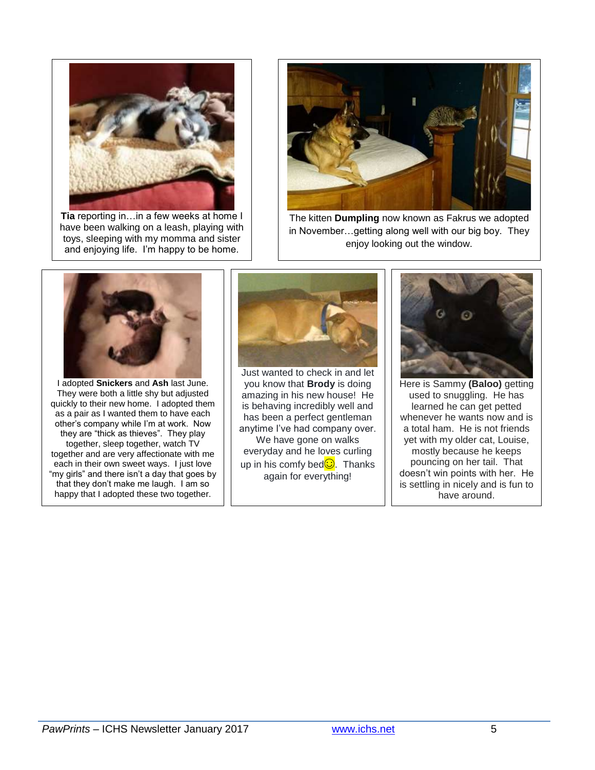**Tia** reporting in…in a few weeks at home I have been walking on a leash, playing with toys, sleeping with my momma and sister and enjoying life. I'm happy to be home.

The kitten **Dumpling** now known as Fakrus we adopted in November…getting along well with our big boy. They enjoy looking out the window.

I adopted **Snickers** and **Ash** last June. They were both a little shy but adjusted quickly to their new home. I adopted them as a pair as I wanted them to have each other's company while I'm at work. Now they are "thick as thieves". They play together, sleep together, watch TV together and are very affectionate with me each in their own sweet ways. I just love "my girls" and there isn't a day that goes by that they don't make me laugh. I am so happy that I adopted these two together.

Just wanted to check in and let you know that **Brody** is doing amazing in his new house! He is behaving incredibly well and has been a perfect gentleman anytime I've had company over. We have gone on walks everyday and he loves curling up in his comfy bed☺. Thanks again for everything!

Here is Sammy **(Baloo)** getting used to snuggling. He has learned he can get petted whenever he wants now and is a total ham. He is not friends yet with my older cat, Louise, mostly because he keeps pouncing on her tail. That doesn't win points with her. He is settling in nicely and is fun to have around.